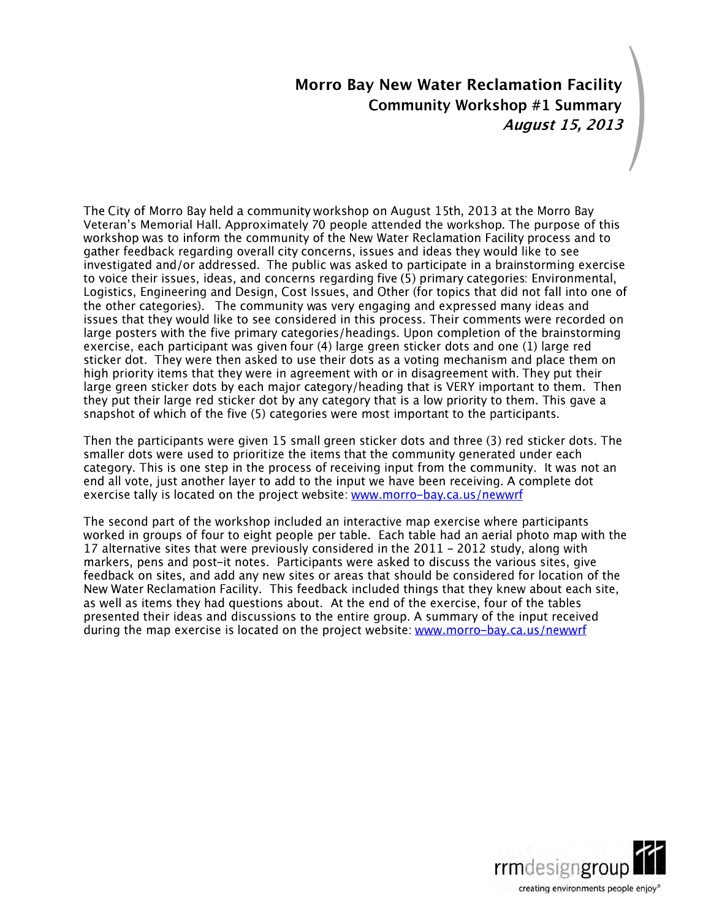# Morro Bay New Water Reclamation Facility
## Community Workshop #1 Summary
### *August 15, 2013*

The City of Morro Bay held a community workshop on August 15th, 2013 at the Morro Bay Veteran's Memorial Hall. Approximately 70 people attended the workshop. The purpose of this workshop was to inform the community of the New Water Reclamation Facility process and to gather feedback regarding overall city concerns, issues and ideas they would like to see investigated and/or addressed. The public was asked to participate in a brainstorming exercise to voice their issues, ideas, and concerns regarding five (5) primary categories: Environmental, Logistics, Engineering and Design, Cost Issues, and Other (for topics that did not fall into one of the other categories). The community was very engaging and expressed many ideas and issues that they would like to see considered in this process. Their comments were recorded on large posters with the five primary categories/headings. Upon completion of the brainstorming exercise, each participant was given four (4) large green sticker dots and one (1) large red sticker dot. They were then asked to use their dots as a voting mechanism and place them on high priority items that they were in agreement with or in disagreement with. They put their large green sticker dots by each major category/heading that is VERY important to them. Then they put their large red sticker dot by any category that is a low priority to them. This gave a snapshot of which of the five (5) categories were most important to the participants.

Then the participants were given 15 small green sticker dots and three (3) red sticker dots. The smaller dots were used to prioritize the items that the community generated under each category. This is one step in the process of receiving input from the community. It was not an end all vote, just another layer to add to the input we have been receiving. A complete dot exercise tally is located on the project website: [www.morro-bay.ca.us/newwrf](http://www.morro-bay.ca.us/newwrf)

The second part of the workshop included an interactive map exercise where participants worked in groups of four to eight people per table. Each table had an aerial photo map with the 17 alternative sites that were previously considered in the 2011 - 2012 study, along with markers, pens and post-it notes. Participants were asked to discuss the various sites, give feedback on sites, and add any new sites or areas that should be considered for location of the New Water Reclamation Facility. This feedback included things that they knew about each site, as well as items they had questions about. At the end of the exercise, four of the tables presented their ideas and discussions to the entire group. A summary of the input received during the map exercise is located on the project website: [www.morro-bay.ca.us/newwrf](http://www.morro-bay.ca.us/newwrf)

rrmdesigngroup
creating environments people enjoy®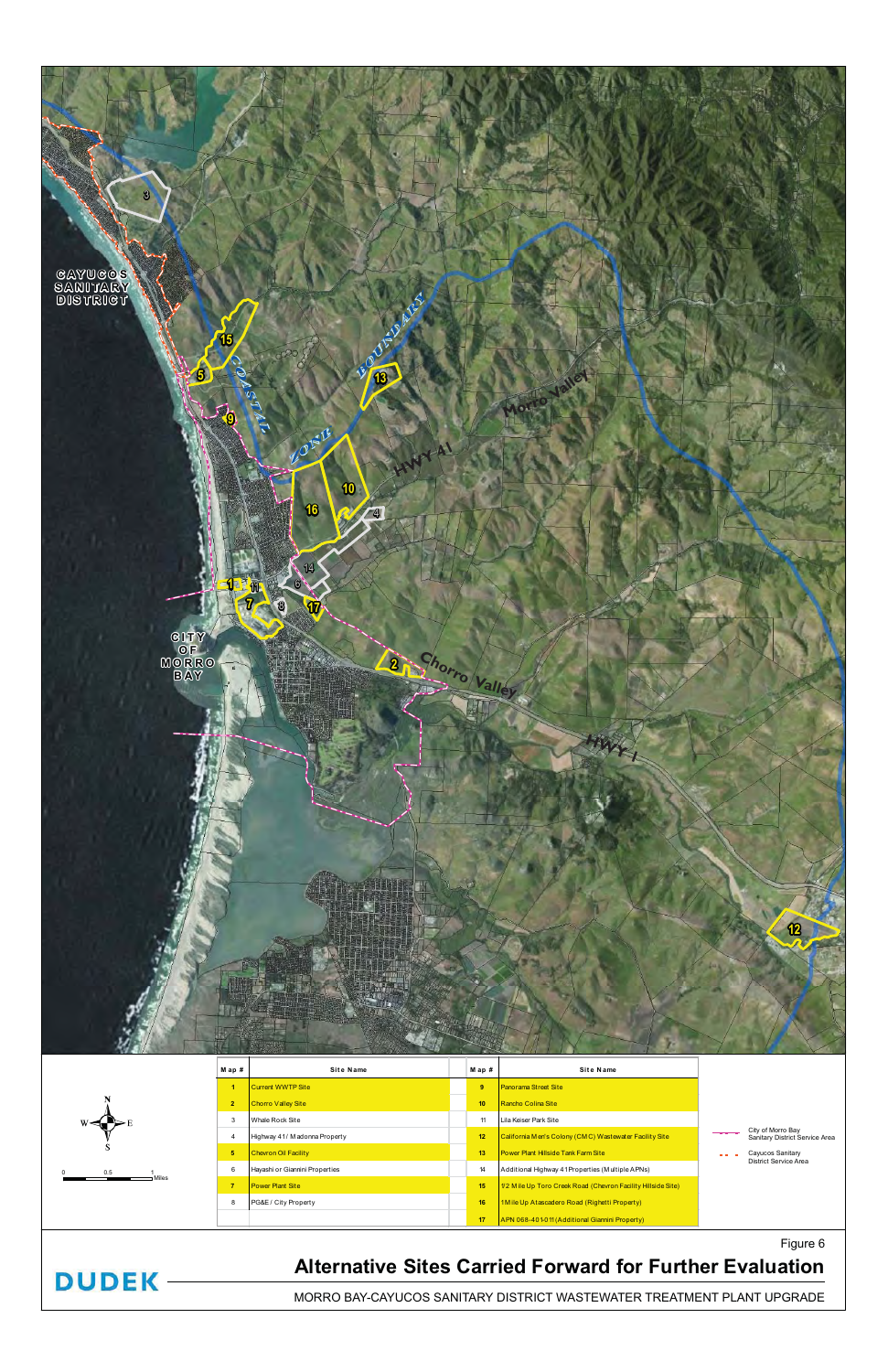CAYUCOS SANITARY DISTRICT

CITY OF MORRO BAY

COASTAL ZONE BOUNDARY

Morro Valley

HWY 41

Chorro Valley

HWY 1

| Map # | Site Name | Map # | Site Name |
|---|---|---|---|
| 1 | Current WWTP Site | 9 | Panorama Street Site |
| 2 | Chorro Valley Site | 10 | Rancho Colina Site |
| 3 | Whale Rock Site | 11 | Lila Keiser Park Site |
| 4 | Highway 41 / Madonna Property | 12 | California Men's Colony (CMC) Wastewater Facility Site |
| 5 | Chevron Oil Facility | 13 | Power Plant Hillside Tank Farm Site |
| 6 | Hayashi or Giannini Properties | 14 | Additional Highway 41 Properties (Multiple APNs) |
| 7 | Power Plant Site | 15 | 1/2 Mile Up Toro Creek Road (Chevron Facility Hillside Site) |
| 8 | PG&E / City Property | 16 | 1 Mile Up Atascadero Road (Righetti Property) |
| | | 17 | APN 068-401-011 (Additional Giannini Property) |

City of Morro Bay Sanitary District Service Area

Cayucos Sanitary District Service Area

0 0.5 1 Miles

Figure 6

## Alternative Sites Carried Forward for Further Evaluation

MORRO BAY-CAYUCOS SANITARY DISTRICT WASTEWATER TREATMENT PLANT UPGRADE

DUDEK